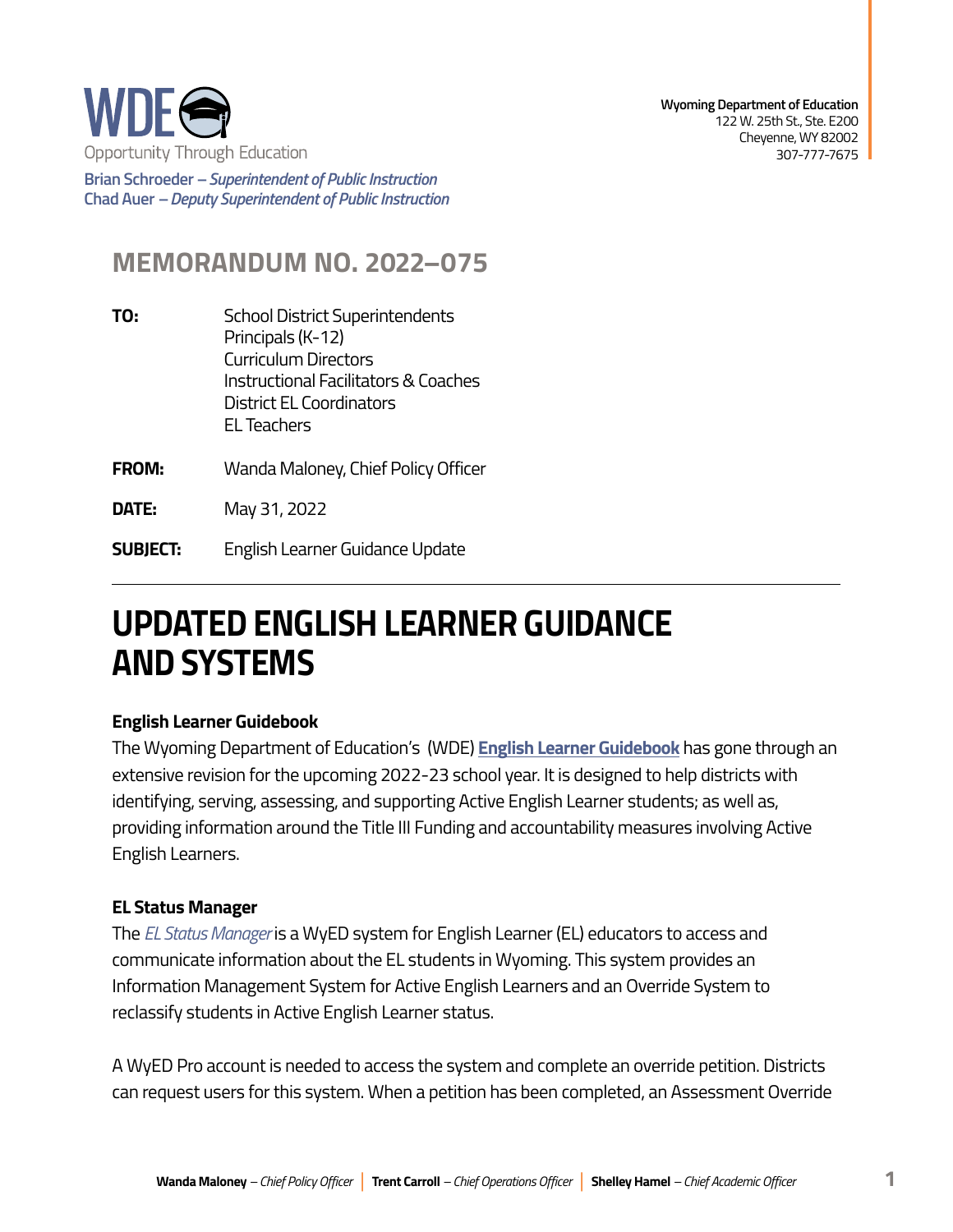WDE
Opportunity Through Education

**Brian Schroeder** – *Superintendent of Public Instruction*
**Chad Auer** – *Deputy Superintendent of Public Instruction*

**Wyoming Department of Education**
122 W. 25th St., Ste. E200
Cheyenne, WY 82002
307-777-7675

## MEMORANDUM NO. 2022–075

**TO:** School District Superintendents
Principals (K-12)
Curriculum Directors
Instructional Facilitators & Coaches
District EL Coordinators
EL Teachers

**FROM:** Wanda Maloney, Chief Policy Officer

**DATE:** May 31, 2022

**SUBJECT:** English Learner Guidance Update

---

# UPDATED ENGLISH LEARNER GUIDANCE AND SYSTEMS

### English Learner Guidebook

The Wyoming Department of Education's (WDE) **English Learner Guidebook** has gone through an extensive revision for the upcoming 2022-23 school year. It is designed to help districts with identifying, serving, assessing, and supporting Active English Learner students; as well as, providing information around the Title III Funding and accountability measures involving Active English Learners.

### EL Status Manager

The *EL Status Manager* is a WyED system for English Learner (EL) educators to access and communicate information about the EL students in Wyoming. This system provides an Information Management System for Active English Learners and an Override System to reclassify students in Active English Learner status.

A WyED Pro account is needed to access the system and complete an override petition. Districts can request users for this system. When a petition has been completed, an Assessment Override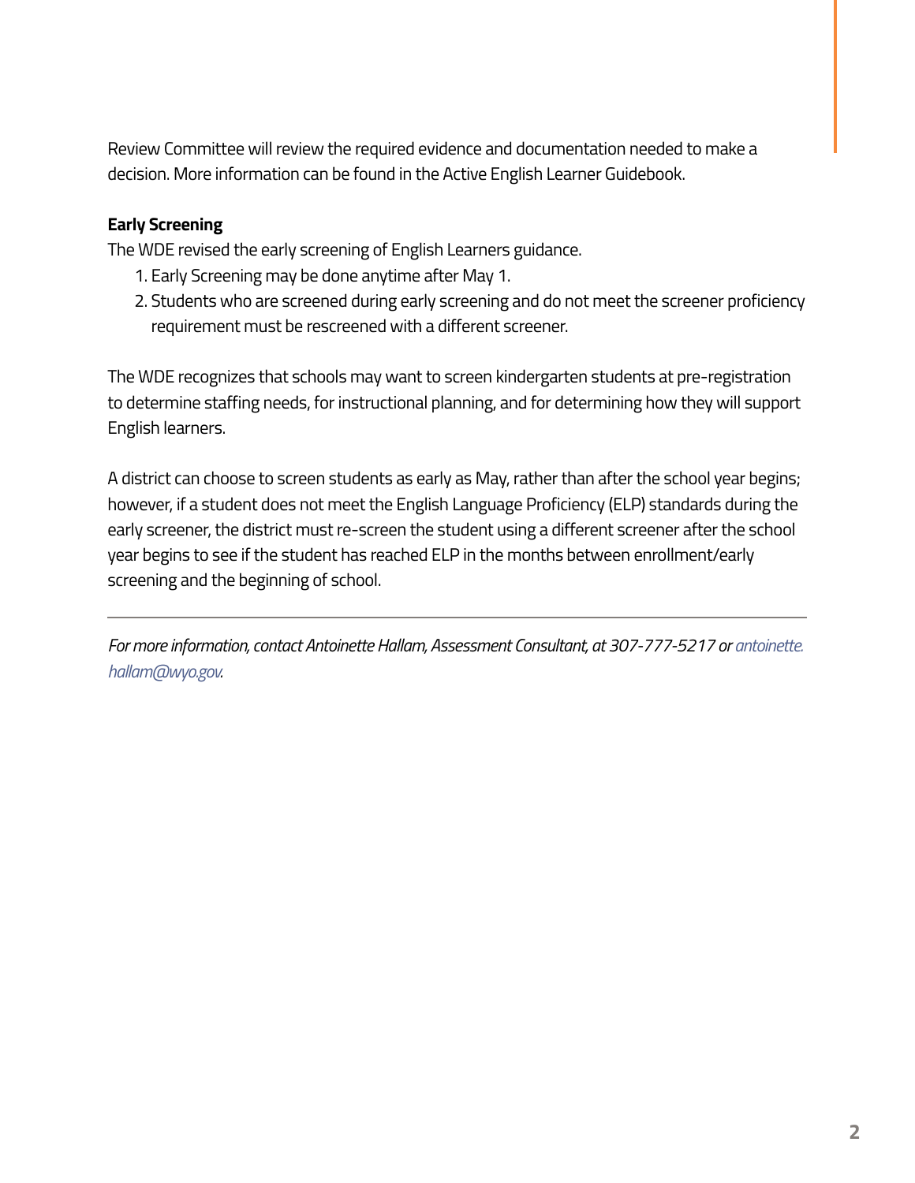Review Committee will review the required evidence and documentation needed to make a decision. More information can be found in the Active English Learner Guidebook.

**Early Screening**

The WDE revised the early screening of English Learners guidance.

1. Early Screening may be done anytime after May 1.
2. Students who are screened during early screening and do not meet the screener proficiency requirement must be rescreened with a different screener.

The WDE recognizes that schools may want to screen kindergarten students at pre-registration to determine staffing needs, for instructional planning, and for determining how they will support English learners.

A district can choose to screen students as early as May, rather than after the school year begins; however, if a student does not meet the English Language Proficiency (ELP) standards during the early screener, the district must re-screen the student using a different screener after the school year begins to see if the student has reached ELP in the months between enrollment/early screening and the beginning of school.

---

*For more information, contact Antoinette Hallam, Assessment Consultant, at 307-777-5217 or antoinette.hallam@wyo.gov.*